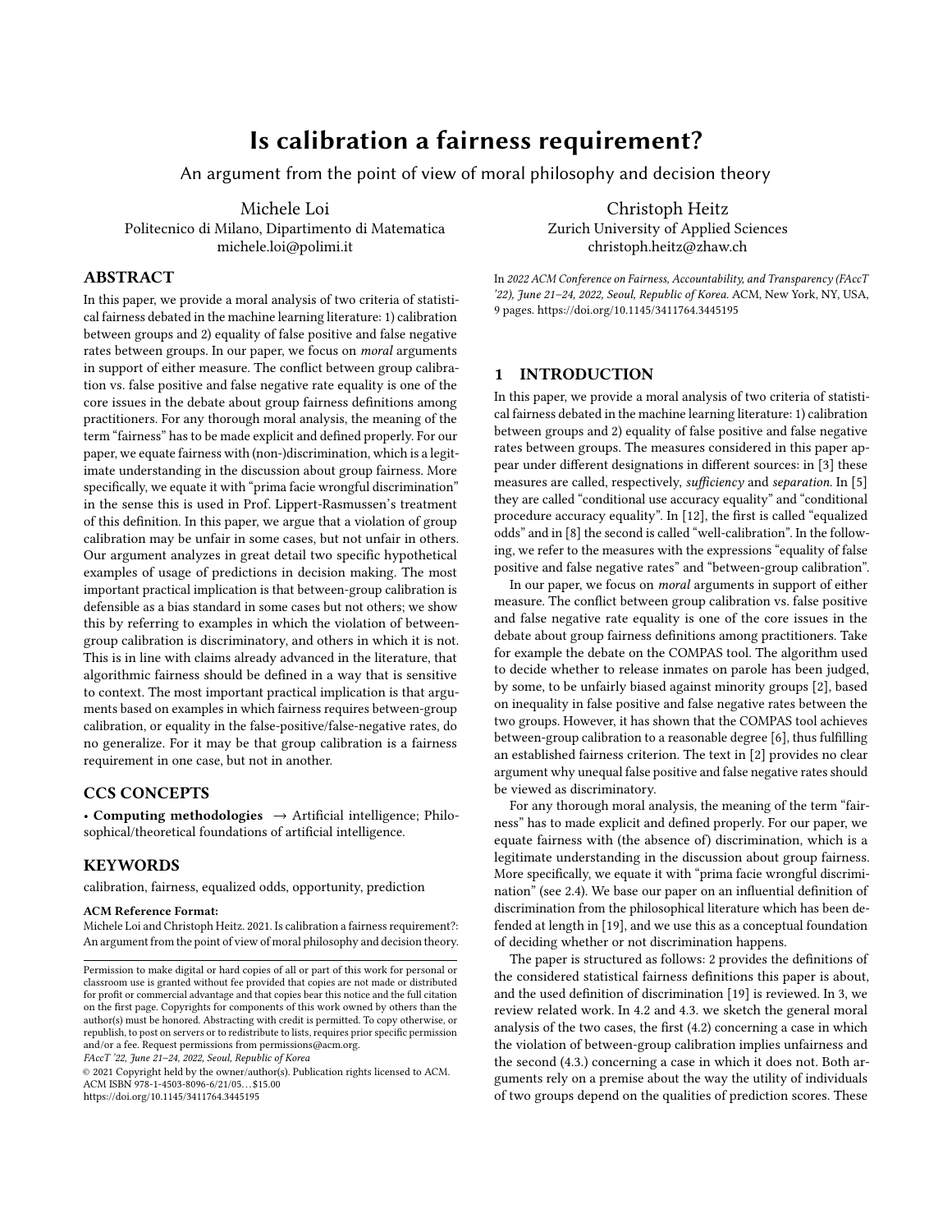# Is calibration a fairness requirement?

An argument from the point of view of moral philosophy and decision theory

Michele Loi
Politecnico di Milano, Dipartimento di Matematica
michele.loi@polimi.it

Christoph Heitz
Zurich University of Applied Sciences
christoph.heitz@zhaw.ch

## ABSTRACT

In this paper, we provide a moral analysis of two criteria of statistical fairness debated in the machine learning literature: 1) calibration between groups and 2) equality of false positive and false negative rates between groups. In our paper, we focus on *moral* arguments in support of either measure. The conflict between group calibration vs. false positive and false negative rate equality is one of the core issues in the debate about group fairness definitions among practitioners. For any thorough moral analysis, the meaning of the term "fairness" has to be made explicit and defined properly. For our paper, we equate fairness with (non-)discrimination, which is a legitimate understanding in the discussion about group fairness. More specifically, we equate it with "prima facie wrongful discrimination" in the sense this is used in Prof. Lippert-Rasmussen's treatment of this definition. In this paper, we argue that a violation of group calibration may be unfair in some cases, but not unfair in others. Our argument analyzes in great detail two specific hypothetical examples of usage of predictions in decision making. The most important practical implication is that between-group calibration is defensible as a bias standard in some cases but not others; we show this by referring to examples in which the violation of between-group calibration is discriminatory, and others in which it is not. This is in line with claims already advanced in the literature, that algorithmic fairness should be defined in a way that is sensitive to context. The most important practical implication is that arguments based on examples in which fairness requires between-group calibration, or equality in the false-positive/false-negative rates, do no generalize. For it may be that group calibration is a fairness requirement in one case, but not in another.

## CCS CONCEPTS

• **Computing methodologies** → Artificial intelligence; Philosophical/theoretical foundations of artificial intelligence.

## KEYWORDS

calibration, fairness, equalized odds, opportunity, prediction

**ACM Reference Format:**
Michele Loi and Christoph Heitz. 2021. Is calibration a fairness requirement?: An argument from the point of view of moral philosophy and decision theory. In *2022 ACM Conference on Fairness, Accountability, and Transparency (FAccT '22), June 21–24, 2022, Seoul, Republic of Korea.* ACM, New York, NY, USA, 9 pages. https://doi.org/10.1145/3411764.3445195

Permission to make digital or hard copies of all or part of this work for personal or classroom use is granted without fee provided that copies are not made or distributed for profit or commercial advantage and that copies bear this notice and the full citation on the first page. Copyrights for components of this work owned by others than the author(s) must be honored. Abstracting with credit is permitted. To copy otherwise, or republish, to post on servers or to redistribute to lists, requires prior specific permission and/or a fee. Request permissions from permissions@acm.org.
*FAccT '22, June 21–24, 2022, Seoul, Republic of Korea*
© 2021 Copyright held by the owner/author(s). Publication rights licensed to ACM.
ACM ISBN 978-1-4503-8096-6/21/05...$15.00
https://doi.org/10.1145/3411764.3445195

## 1 INTRODUCTION

In this paper, we provide a moral analysis of two criteria of statistical fairness debated in the machine learning literature: 1) calibration between groups and 2) equality of false positive and false negative rates between groups. The measures considered in this paper appear under different designations in different sources: in [3] these measures are called, respectively, *sufficiency* and *separation*. In [5] they are called "conditional use accuracy equality" and "conditional procedure accuracy equality". In [12], the first is called "equalized odds" and in [8] the second is called "well-calibration". In the following, we refer to the measures with the expressions "equality of false positive and false negative rates" and "between-group calibration".

In our paper, we focus on *moral* arguments in support of either measure. The conflict between group calibration vs. false positive and false negative rate equality is one of the core issues in the debate about group fairness definitions among practitioners. Take for example the debate on the COMPAS tool. The algorithm used to decide whether to release inmates on parole has been judged, by some, to be unfairly biased against minority groups [2], based on inequality in false positive and false negative rates between the two groups. However, it has shown that the COMPAS tool achieves between-group calibration to a reasonable degree [6], thus fulfilling an established fairness criterion. The text in [2] provides no clear argument why unequal false positive and false negative rates should be viewed as discriminatory.

For any thorough moral analysis, the meaning of the term "fairness" has to made explicit and defined properly. For our paper, we equate fairness with (the absence of) discrimination, which is a legitimate understanding in the discussion about group fairness. More specifically, we equate it with "prima facie wrongful discrimination" (see 2.4). We base our paper on an influential definition of discrimination from the philosophical literature which has been defended at length in [19], and we use this as a conceptual foundation of deciding whether or not discrimination happens.

The paper is structured as follows: 2 provides the definitions of the considered statistical fairness definitions this paper is about, and the used definition of discrimination [19] is reviewed. In 3, we review related work. In 4.2 and 4.3. we sketch the general moral analysis of the two cases, the first (4.2) concerning a case in which the violation of between-group calibration implies unfairness and the second (4.3.) concerning a case in which it does not. Both arguments rely on a premise about the way the utility of individuals of two groups depend on the qualities of prediction scores. These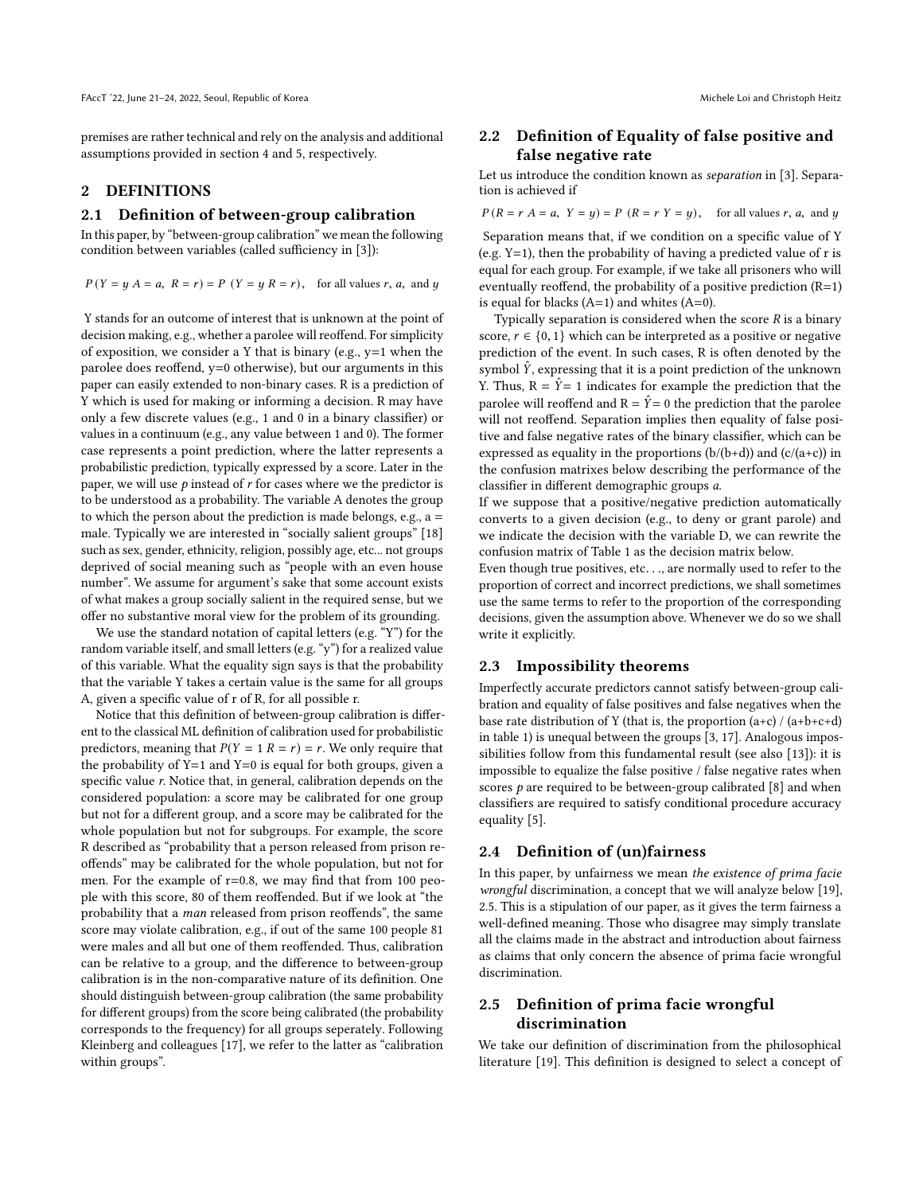premises are rather technical and rely on the analysis and additional assumptions provided in section 4 and 5, respectively.

## 2 DEFINITIONS

### 2.1 Definition of between-group calibration

In this paper, by "between-group calibration" we mean the following condition between variables (called sufficiency in [3]):

$$P(Y = y \mid A = a, \; R = r) = P\;(Y = y \mid R = r), \quad \text{for all values } r, \, a, \text{ and } y$$

Y stands for an outcome of interest that is unknown at the point of decision making, e.g., whether a parolee will reoffend. For simplicity of exposition, we consider a Y that is binary (e.g., y=1 when the parolee does reoffend, y=0 otherwise), but our arguments in this paper can easily extended to non-binary cases. R is a prediction of Y which is used for making or informing a decision. R may have only a few discrete values (e.g., 1 and 0 in a binary classifier) or values in a continuum (e.g., any value between 1 and 0). The former case represents a point prediction, where the latter represents a probabilistic prediction, typically expressed by a score. Later in the paper, we will use $p$ instead of $r$ for cases where we the predictor is to be understood as a probability. The variable A denotes the group to which the person about the prediction is made belongs, e.g., a = male. Typically we are interested in "socially salient groups" [18] such as sex, gender, ethnicity, religion, possibly age, etc... not groups deprived of social meaning such as "people with an even house number". We assume for argument's sake that some account exists of what makes a group socially salient in the required sense, but we offer no substantive moral view for the problem of its grounding.

We use the standard notation of capital letters (e.g. "Y") for the random variable itself, and small letters (e.g. "y") for a realized value of this variable. What the equality sign says is that the probability that the variable Y takes a certain value is the same for all groups A, given a specific value of r of R, for all possible r.

Notice that this definition of between-group calibration is different to the classical ML definition of calibration used for probabilistic predictors, meaning that $P(Y = 1 \mid R = r) = r$. We only require that the probability of Y=1 and Y=0 is equal for both groups, given a specific value $r$. Notice that, in general, calibration depends on the considered population: a score may be calibrated for one group but not for a different group, and a score may be calibrated for the whole population but not for subgroups. For example, the score R described as "probability that a person released from prison reoffends" may be calibrated for the whole population, but not for men. For the example of r=0.8, we may find that from 100 people with this score, 80 of them reoffended. But if we look at "the probability that a *man* released from prison reoffends", the same score may violate calibration, e.g., if out of the same 100 people 81 were males and all but one of them reoffended. Thus, calibration can be relative to a group, and the difference to between-group calibration is in the non-comparative nature of its definition. One should distinguish between-group calibration (the same probability for different groups) from the score being calibrated (the probability corresponds to the frequency) for all groups seperately. Following Kleinberg and colleagues [17], we refer to the latter as "calibration within groups".

### 2.2 Definition of Equality of false positive and false negative rate

Let us introduce the condition known as *separation* in [3]. Separation is achieved if

$$P\,(R = r \mid A = a, \; Y = y) = P\;(R = r \mid Y = y), \quad \text{for all values } r, \, a, \text{ and } y$$

Separation means that, if we condition on a specific value of Y (e.g. Y=1), then the probability of having a predicted value of r is equal for each group. For example, if we take all prisoners who will eventually reoffend, the probability of a positive prediction (R=1) is equal for blacks (A=1) and whites (A=0).

Typically separation is considered when the score $R$ is a binary score, $r \in \{0, 1\}$ which can be interpreted as a positive or negative prediction of the event. In such cases, R is often denoted by the symbol $\hat{Y}$, expressing that it is a point prediction of the unknown Y. Thus, R = $\hat{Y}$= 1 indicates for example the prediction that the parolee will reoffend and R = $\hat{Y}$= 0 the prediction that the parolee will not reoffend. Separation implies then equality of false positive and false negative rates of the binary classifier, which can be expressed as equality in the proportions (b/(b+d)) and (c/(a+c)) in the confusion matrixes below describing the performance of the classifier in different demographic groups $a$.

If we suppose that a positive/negative prediction automatically converts to a given decision (e.g., to deny or grant parole) and we indicate the decision with the variable D, we can rewrite the confusion matrix of Table 1 as the decision matrix below.

Even though true positives, etc. . ., are normally used to refer to the proportion of correct and incorrect predictions, we shall sometimes use the same terms to refer to the proportion of the corresponding decisions, given the assumption above. Whenever we do so we shall write it explicitly.

### 2.3 Impossibility theorems

Imperfectly accurate predictors cannot satisfy between-group calibration and equality of false positives and false negatives when the base rate distribution of Y (that is, the proportion (a+c) / (a+b+c+d) in table 1) is unequal between the groups [3, 17]. Analogous impossibilities follow from this fundamental result (see also [13]): it is impossible to equalize the false positive / false negative rates when scores $p$ are required to be between-group calibrated [8] and when classifiers are required to satisfy conditional procedure accuracy equality [5].

### 2.4 Definition of (un)fairness

In this paper, by unfairness we mean *the existence of prima facie wrongful* discrimination, a concept that we will analyze below [19], 2.5. This is a stipulation of our paper, as it gives the term fairness a well-defined meaning. Those who disagree may simply translate all the claims made in the abstract and introduction about fairness as claims that only concern the absence of prima facie wrongful discrimination.

### 2.5 Definition of prima facie wrongful discrimination

We take our definition of discrimination from the philosophical literature [19]. This definition is designed to select a concept of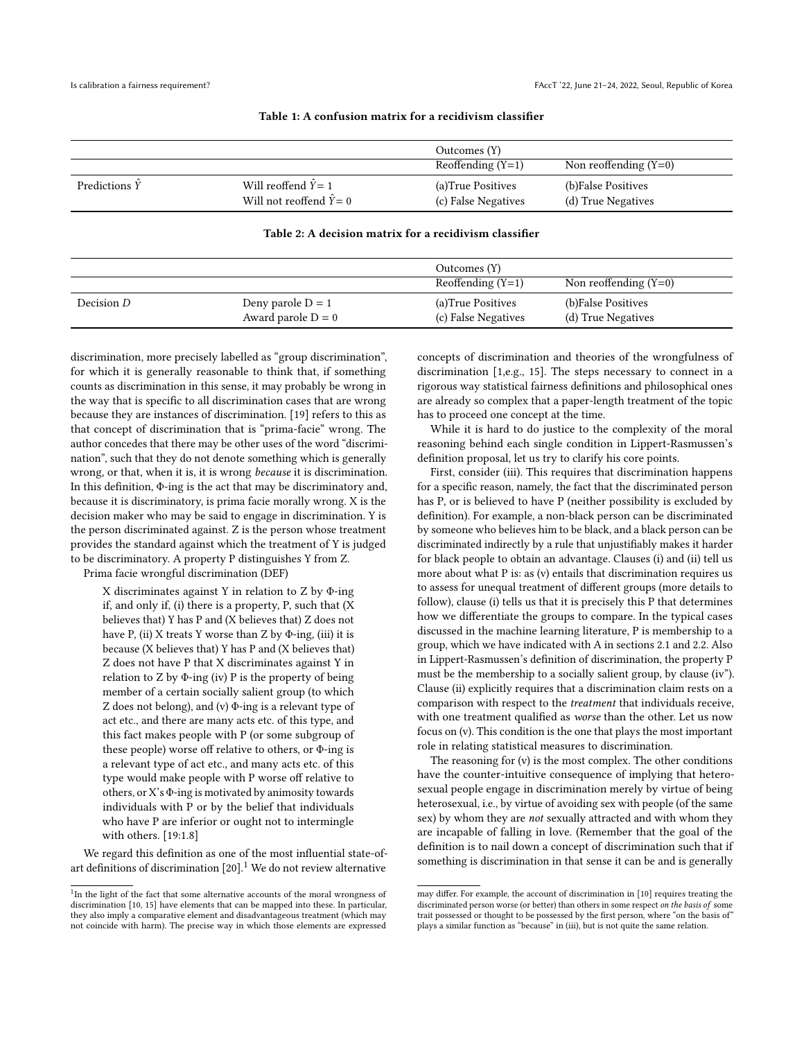**Table 1: A confusion matrix for a recidivism classifier**

| | | Outcomes (Y) | |
|---|---|---|---|
| | | Reoffending (Y=1) | Non reoffending (Y=0) |
| Predictions $\hat{Y}$ | Will reoffend $\hat{Y}=1$ | (a)True Positives | (b)False Positives |
| | Will not reoffend $\hat{Y}=0$ | (c) False Negatives | (d) True Negatives |

**Table 2: A decision matrix for a recidivism classifier**

| | | Outcomes (Y) | |
|---|---|---|---|
| | | Reoffending (Y=1) | Non reoffending (Y=0) |
| Decision $D$ | Deny parole D = 1 | (a)True Positives | (b)False Positives |
| | Award parole D = 0 | (c) False Negatives | (d) True Negatives |

discrimination, more precisely labelled as "group discrimination", for which it is generally reasonable to think that, if something counts as discrimination in this sense, it may probably be wrong in the way that is specific to all discrimination cases that are wrong because they are instances of discrimination. [19] refers to this as that concept of discrimination that is "prima-facie" wrong. The author concedes that there may be other uses of the word "discrimination", such that they do not denote something which is generally wrong, or that, when it is, it is wrong *because* it is discrimination. In this definition, Φ-ing is the act that may be discriminatory and, because it is discriminatory, is prima facie morally wrong. X is the decision maker who may be said to engage in discrimination. Y is the person discriminated against. Z is the person whose treatment provides the standard against which the treatment of Y is judged to be discriminatory. A property P distinguishes Y from Z.

Prima facie wrongful discrimination (DEF)

> X discriminates against Y in relation to Z by Φ-ing if, and only if, (i) there is a property, P, such that (X believes that) Y has P and (X believes that) Z does not have P, (ii) X treats Y worse than Z by Φ-ing, (iii) it is because (X believes that) Y has P and (X believes that) Z does not have P that X discriminates against Y in relation to Z by Φ-ing (iv) P is the property of being member of a certain socially salient group (to which Z does not belong), and (v) Φ-ing is a relevant type of act etc., and there are many acts etc. of this type, and this fact makes people with P (or some subgroup of these people) worse off relative to others, or Φ-ing is a relevant type of act etc., and many acts etc. of this type would make people with P worse off relative to others, or X's Φ-ing is motivated by animosity towards individuals with P or by the belief that individuals who have P are inferior or ought not to intermingle with others. [19:1.8]

We regard this definition as one of the most influential state-of-art definitions of discrimination [20].[1] We do not review alternative concepts of discrimination and theories of the wrongfulness of discrimination [1,e.g., 15]. The steps necessary to connect in a rigorous way statistical fairness definitions and philosophical ones are already so complex that a paper-length treatment of the topic has to proceed one concept at the time.

While it is hard to do justice to the complexity of the moral reasoning behind each single condition in Lippert-Rasmussen's definition proposal, let us try to clarify his core points.

First, consider (iii). This requires that discrimination happens for a specific reason, namely, the fact that the discriminated person has P, or is believed to have P (neither possibility is excluded by definition). For example, a non-black person can be discriminated by someone who believes him to be black, and a black person can be discriminated indirectly by a rule that unjustifiably makes it harder for black people to obtain an advantage. Clauses (i) and (ii) tell us more about what P is: as (v) entails that discrimination requires us to assess for unequal treatment of different groups (more details to follow), clause (i) tells us that it is precisely this P that determines how we differentiate the groups to compare. In the typical cases discussed in the machine learning literature, P is membership to a group, which we have indicated with A in sections 2.1 and 2.2. Also in Lippert-Rasmussen's definition of discrimination, the property P must be the membership to a socially salient group, by clause (iv"). Clause (ii) explicitly requires that a discrimination claim rests on a comparison with respect to the *treatment* that individuals receive, with one treatment qualified as *worse* than the other. Let us now focus on (v). This condition is the one that plays the most important role in relating statistical measures to discrimination.

The reasoning for (v) is the most complex. The other conditions have the counter-intuitive consequence of implying that heterosexual people engage in discrimination merely by virtue of being heterosexual, i.e., by virtue of avoiding sex with people (of the same sex) by whom they are *not* sexually attracted and with whom they are incapable of falling in love. (Remember that the goal of the definition is to nail down a concept of discrimination such that if something is discrimination in that sense it can be and is generally

[1] In the light of the fact that some alternative accounts of the moral wrongness of discrimination [10, 15] have elements that can be mapped into these. In particular, they also imply a comparative element and disadvantageous treatment (which may not coincide with harm). The precise way in which those elements are expressed may differ. For example, the account of discrimination in [10] requires treating the discriminated person worse (or better) than others in some respect *on the basis of* some trait possessed or thought to be possessed by the first person, where "on the basis of" plays a similar function as "because" in (iii), but is not quite the same relation.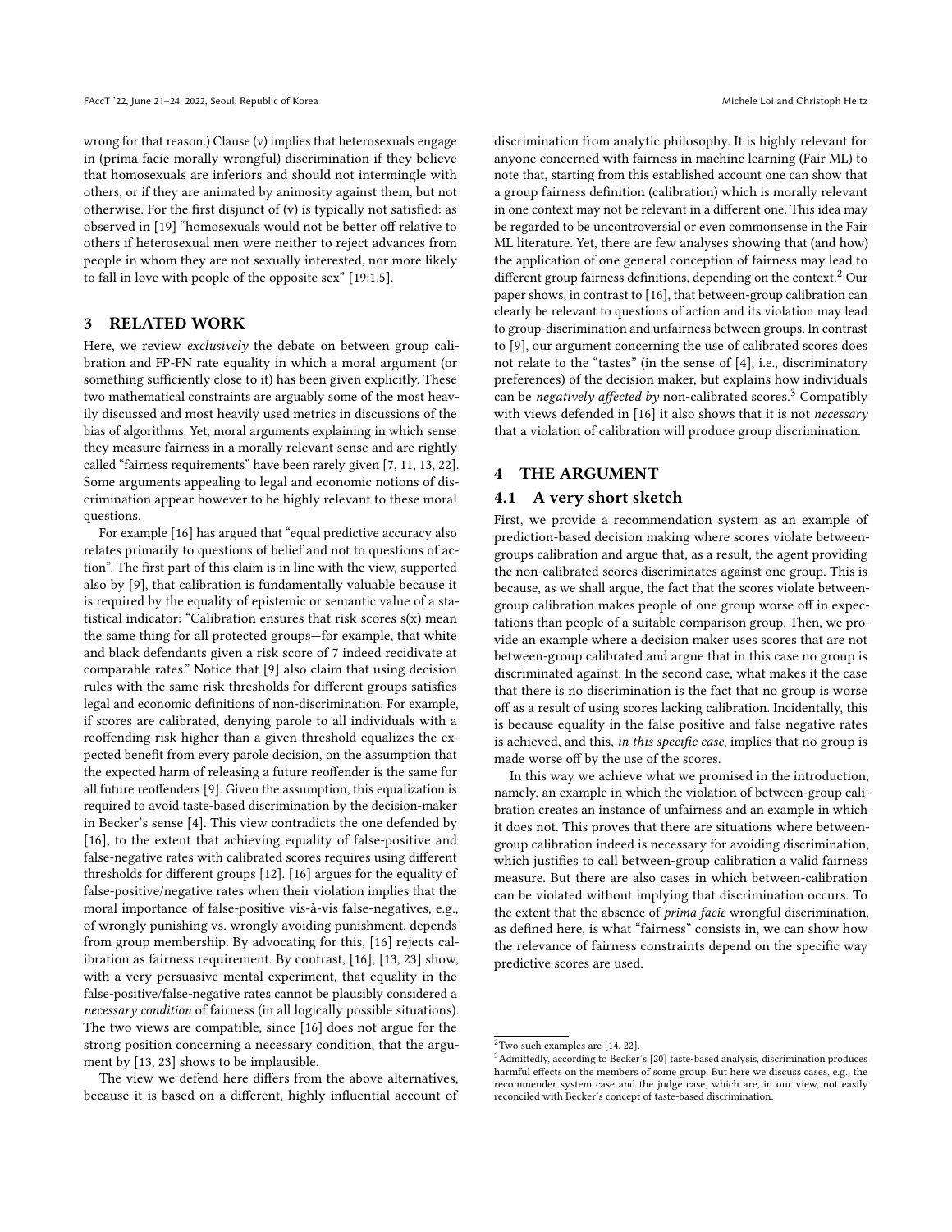wrong for that reason.) Clause (v) implies that heterosexuals engage in (prima facie morally wrongful) discrimination if they believe that homosexuals are inferiors and should not intermingle with others, or if they are animated by animosity against them, but not otherwise. For the first disjunct of (v) is typically not satisfied: as observed in [19] "homosexuals would not be better off relative to others if heterosexual men were neither to reject advances from people in whom they are not sexually interested, nor more likely to fall in love with people of the opposite sex" [19:1.5].

## 3 RELATED WORK

Here, we review *exclusively* the debate on between group calibration and FP-FN rate equality in which a moral argument (or something sufficiently close to it) has been given explicitly. These two mathematical constraints are arguably some of the most heavily discussed and most heavily used metrics in discussions of the bias of algorithms. Yet, moral arguments explaining in which sense they measure fairness in a morally relevant sense and are rightly called "fairness requirements" have been rarely given [7, 11, 13, 22]. Some arguments appealing to legal and economic notions of discrimination appear however to be highly relevant to these moral questions.

For example [16] has argued that "equal predictive accuracy also relates primarily to questions of belief and not to questions of action". The first part of this claim is in line with the view, supported also by [9], that calibration is fundamentally valuable because it is required by the equality of epistemic or semantic value of a statistical indicator: "Calibration ensures that risk scores s(x) mean the same thing for all protected groups—for example, that white and black defendants given a risk score of 7 indeed recidivate at comparable rates." Notice that [9] also claim that using decision rules with the same risk thresholds for different groups satisfies legal and economic definitions of non-discrimination. For example, if scores are calibrated, denying parole to all individuals with a reoffending risk higher than a given threshold equalizes the expected benefit from every parole decision, on the assumption that the expected harm of releasing a future reoffender is the same for all future reoffenders [9]. Given the assumption, this equalization is required to avoid taste-based discrimination by the decision-maker in Becker's sense [4]. This view contradicts the one defended by [16], to the extent that achieving equality of false-positive and false-negative rates with calibrated scores requires using different thresholds for different groups [12]. [16] argues for the equality of false-positive/negative rates when their violation implies that the moral importance of false-positive vis-à-vis false-negatives, e.g., of wrongly punishing vs. wrongly avoiding punishment, depends from group membership. By advocating for this, [16] rejects calibration as fairness requirement. By contrast, [16], [13, 23] show, with a very persuasive mental experiment, that equality in the false-positive/false-negative rates cannot be plausibly considered a *necessary condition* of fairness (in all logically possible situations). The two views are compatible, since [16] does not argue for the strong position concerning a necessary condition, that the argument by [13, 23] shows to be implausible.

The view we defend here differs from the above alternatives, because it is based on a different, highly influential account of discrimination from analytic philosophy. It is highly relevant for anyone concerned with fairness in machine learning (Fair ML) to note that, starting from this established account one can show that a group fairness definition (calibration) which is morally relevant in one context may not be relevant in a different one. This idea may be regarded to be uncontroversial or even commonsense in the Fair ML literature. Yet, there are few analyses showing that (and how) the application of one general conception of fairness may lead to different group fairness definitions, depending on the context.[2] Our paper shows, in contrast to [16], that between-group calibration can clearly be relevant to questions of action and its violation may lead to group-discrimination and unfairness between groups. In contrast to [9], our argument concerning the use of calibrated scores does not relate to the "tastes" (in the sense of [4], i.e., discriminatory preferences) of the decision maker, but explains how individuals can be *negatively affected by* non-calibrated scores.[3] Compatibly with views defended in [16] it also shows that it is not *necessary* that a violation of calibration will produce group discrimination.

## 4 THE ARGUMENT

### 4.1 A very short sketch

First, we provide a recommendation system as an example of prediction-based decision making where scores violate between-groups calibration and argue that, as a result, the agent providing the non-calibrated scores discriminates against one group. This is because, as we shall argue, the fact that the scores violate between-group calibration makes people of one group worse off in expectations than people of a suitable comparison group. Then, we provide an example where a decision maker uses scores that are not between-group calibrated and argue that in this case no group is discriminated against. In the second case, what makes it the case that there is no discrimination is the fact that no group is worse off as a result of using scores lacking calibration. Incidentally, this is because equality in the false positive and false negative rates is achieved, and this, *in this specific case*, implies that no group is made worse off by the use of the scores.

In this way we achieve what we promised in the introduction, namely, an example in which the violation of between-group calibration creates an instance of unfairness and an example in which it does not. This proves that there are situations where between-group calibration indeed is necessary for avoiding discrimination, which justifies to call between-group calibration a valid fairness measure. But there are also cases in which between-calibration can be violated without implying that discrimination occurs. To the extent that the absence of *prima facie* wrongful discrimination, as defined here, is what "fairness" consists in, we can show how the relevance of fairness constraints depend on the specific way predictive scores are used.

---

[2] Two such examples are [14, 22].

[3] Admittedly, according to Becker's [20] taste-based analysis, discrimination produces harmful effects on the members of some group. But here we discuss cases, e.g., the recommender system case and the judge case, which are, in our view, not easily reconciled with Becker's concept of taste-based discrimination.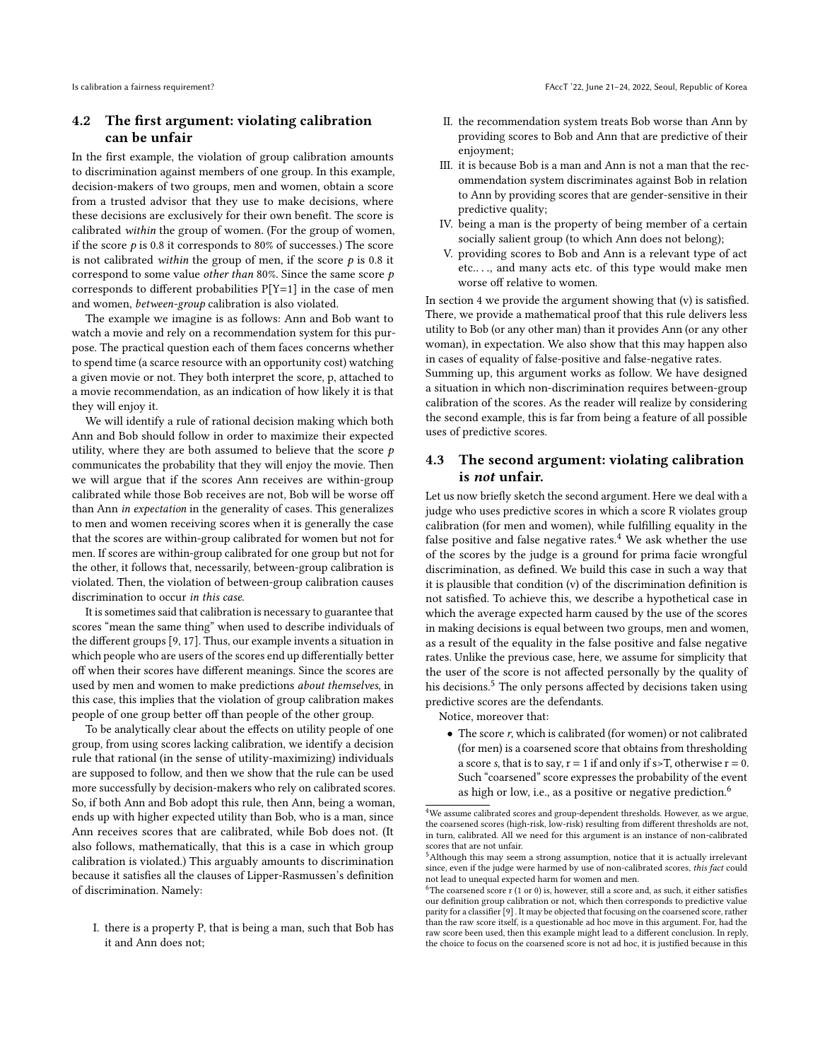## 4.2 The first argument: violating calibration can be unfair

In the first example, the violation of group calibration amounts to discrimination against members of one group. In this example, decision-makers of two groups, men and women, obtain a score from a trusted advisor that they use to make decisions, where these decisions are exclusively for their own benefit. The score is calibrated *within* the group of women. (For the group of women, if the score $p$ is 0.8 it corresponds to 80% of successes.) The score is not calibrated *within* the group of men, if the score $p$ is 0.8 it correspond to some value *other than* 80%. Since the same score $p$ corresponds to different probabilities P[Y=1] in the case of men and women, *between-group* calibration is also violated.

The example we imagine is as follows: Ann and Bob want to watch a movie and rely on a recommendation system for this purpose. The practical question each of them faces concerns whether to spend time (a scarce resource with an opportunity cost) watching a given movie or not. They both interpret the score, p, attached to a movie recommendation, as an indication of how likely it is that they will enjoy it.

We will identify a rule of rational decision making which both Ann and Bob should follow in order to maximize their expected utility, where they are both assumed to believe that the score $p$ communicates the probability that they will enjoy the movie. Then we will argue that if the scores Ann receives are within-group calibrated while those Bob receives are not, Bob will be worse off than Ann *in expectation* in the generality of cases. This generalizes to men and women receiving scores when it is generally the case that the scores are within-group calibrated for women but not for men. If scores are within-group calibrated for one group but not for the other, it follows that, necessarily, between-group calibration is violated. Then, the violation of between-group calibration causes discrimination to occur *in this case*.

It is sometimes said that calibration is necessary to guarantee that scores "mean the same thing" when used to describe individuals of the different groups [9, 17]. Thus, our example invents a situation in which people who are users of the scores end up differentially better off when their scores have different meanings. Since the scores are used by men and women to make predictions *about themselves*, in this case, this implies that the violation of group calibration makes people of one group better off than people of the other group.

To be analytically clear about the effects on utility people of one group, from using scores lacking calibration, we identify a decision rule that rational (in the sense of utility-maximizing) individuals are supposed to follow, and then we show that the rule can be used more successfully by decision-makers who rely on calibrated scores. So, if both Ann and Bob adopt this rule, then Ann, being a woman, ends up with higher expected utility than Bob, who is a man, since Ann receives scores that are calibrated, while Bob does not. (It also follows, mathematically, that this is a case in which group calibration is violated.) This arguably amounts to discrimination because it satisfies all the clauses of Lipper-Rasmussen's definition of discrimination. Namely:

I. there is a property P, that is being a man, such that Bob has it and Ann does not;
II. the recommendation system treats Bob worse than Ann by providing scores to Bob and Ann that are predictive of their enjoyment;
III. it is because Bob is a man and Ann is not a man that the recommendation system discriminates against Bob in relation to Ann by providing scores that are gender-sensitive in their predictive quality;
IV. being a man is the property of being member of a certain socially salient group (to which Ann does not belong);
V. providing scores to Bob and Ann is a relevant type of act etc.. . ., and many acts etc. of this type would make men worse off relative to women.

In section 4 we provide the argument showing that (v) is satisfied. There, we provide a mathematical proof that this rule delivers less utility to Bob (or any other man) than it provides Ann (or any other woman), in expectation. We also show that this may happen also in cases of equality of false-positive and false-negative rates.
Summing up, this argument works as follow. We have designed a situation in which non-discrimination requires between-group calibration of the scores. As the reader will realize by considering the second example, this is far from being a feature of all possible uses of predictive scores.

## 4.3 The second argument: violating calibration is *not* unfair.

Let us now briefly sketch the second argument. Here we deal with a judge who uses predictive scores in which a score R violates group calibration (for men and women), while fulfilling equality in the false positive and false negative rates.[4] We ask whether the use of the scores by the judge is a ground for prima facie wrongful discrimination, as defined. We build this case in such a way that it is plausible that condition (v) of the discrimination definition is not satisfied. To achieve this, we describe a hypothetical case in which the average expected harm caused by the use of the scores in making decisions is equal between two groups, men and women, as a result of the equality in the false positive and false negative rates. Unlike the previous case, here, we assume for simplicity that the user of the score is not affected personally by the quality of his decisions.[5] The only persons affected by decisions taken using predictive scores are the defendants.

Notice, moreover that:

- The score $r$, which is calibrated (for women) or not calibrated (for men) is a coarsened score that obtains from thresholding a score $s$, that is to say, r = 1 if and only if s>T, otherwise r = 0. Such "coarsened" score expresses the probability of the event as high or low, i.e., as a positive or negative prediction.[6]

---

[4] We assume calibrated scores and group-dependent thresholds. However, as we argue, the coarsened scores (high-risk, low-risk) resulting from different thresholds are not, in turn, calibrated. All we need for this argument is an instance of non-calibrated scores that are not unfair.

[5] Although this may seem a strong assumption, notice that it is actually irrelevant since, even if the judge were harmed by use of non-calibrated scores, *this fact* could not lead to unequal expected harm for women and men.

[6] The coarsened score r (1 or 0) is, however, still a score and, as such, it either satisfies our definition group calibration or not, which then corresponds to predictive value parity for a classifier [9] . It may be objected that focusing on the coarsened score, rather than the raw score itself, is a questionable ad hoc move in this argument. For, had the raw score been used, then this example might lead to a different conclusion. In reply, the choice to focus on the coarsened score is not ad hoc, it is justified because in this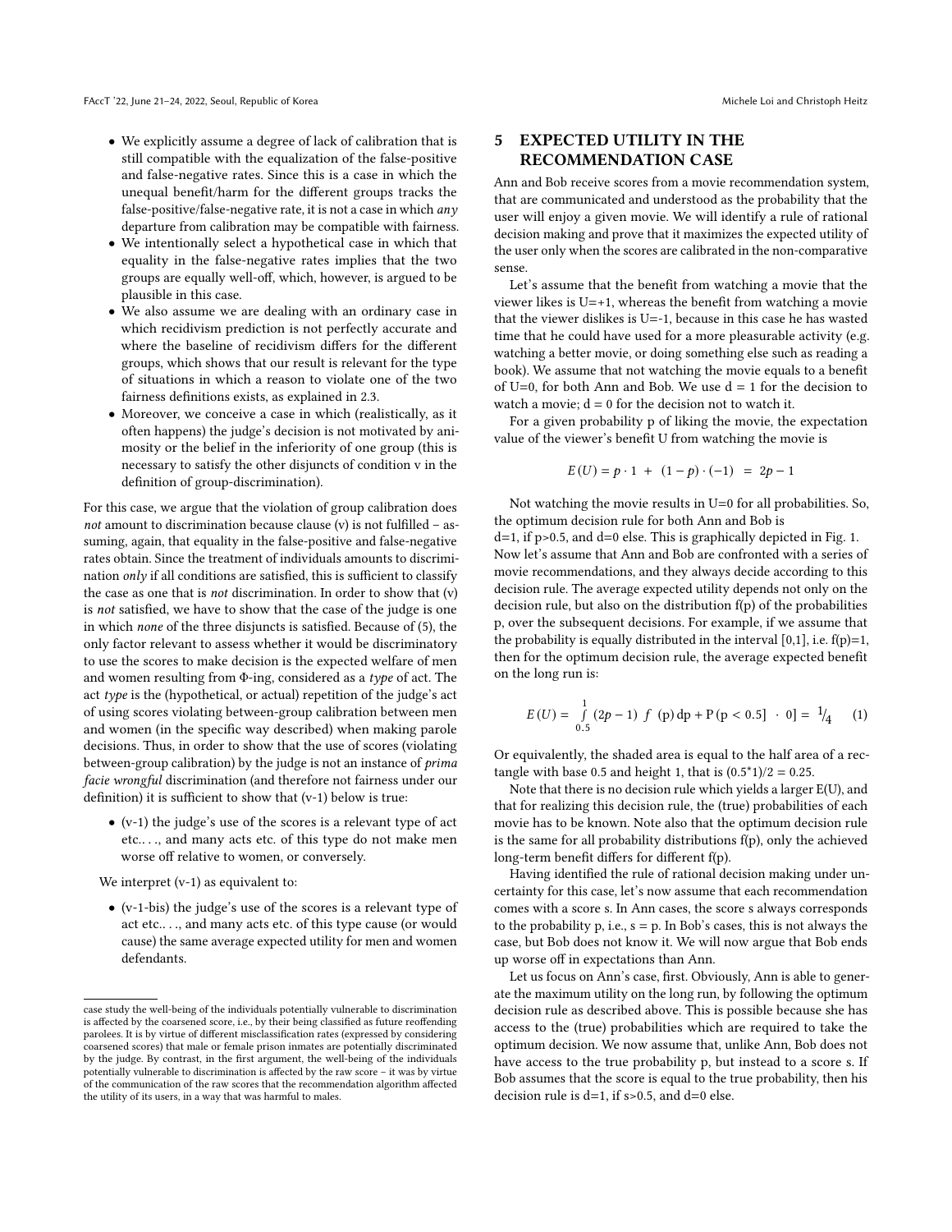- We explicitly assume a degree of lack of calibration that is still compatible with the equalization of the false-positive and false-negative rates. Since this is a case in which the unequal benefit/harm for the different groups tracks the false-positive/false-negative rate, it is not a case in which *any* departure from calibration may be compatible with fairness.
- We intentionally select a hypothetical case in which that equality in the false-negative rates implies that the two groups are equally well-off, which, however, is argued to be plausible in this case.
- We also assume we are dealing with an ordinary case in which recidivism prediction is not perfectly accurate and where the baseline of recidivism differs for the different groups, which shows that our result is relevant for the type of situations in which a reason to violate one of the two fairness definitions exists, as explained in 2.3.
- Moreover, we conceive a case in which (realistically, as it often happens) the judge's decision is not motivated by animosity or the belief in the inferiority of one group (this is necessary to satisfy the other disjuncts of condition v in the definition of group-discrimination).

For this case, we argue that the violation of group calibration does *not* amount to discrimination because clause (v) is not fulfilled – assuming, again, that equality in the false-positive and false-negative rates obtain. Since the treatment of individuals amounts to discrimination *only* if all conditions are satisfied, this is sufficient to classify the case as one that is *not* discrimination. In order to show that (v) is *not* satisfied, we have to show that the case of the judge is one in which *none* of the three disjuncts is satisfied. Because of (5), the only factor relevant to assess whether it would be discriminatory to use the scores to make decision is the expected welfare of men and women resulting from Φ-ing, considered as a *type* of act. The act *type* is the (hypothetical, or actual) repetition of the judge's act of using scores violating between-group calibration between men and women (in the specific way described) when making parole decisions. Thus, in order to show that the use of scores (violating between-group calibration) by the judge is not an instance of *prima facie wrongful* discrimination (and therefore not fairness under our definition) it is sufficient to show that (v-1) below is true:

- (v-1) the judge's use of the scores is a relevant type of act etc.. . ., and many acts etc. of this type do not make men worse off relative to women, or conversely.

We interpret (v-1) as equivalent to:

- (v-1-bis) the judge's use of the scores is a relevant type of act etc.. . ., and many acts etc. of this type cause (or would cause) the same average expected utility for men and women defendants.

case study the well-being of the individuals potentially vulnerable to discrimination is affected by the coarsened score, i.e., by their being classified as future reoffending parolees. It is by virtue of different misclassification rates (expressed by considering coarsened scores) that male or female prison inmates are potentially discriminated by the judge. By contrast, in the first argument, the well-being of the individuals potentially vulnerable to discrimination is affected by the raw score – it was by virtue of the communication of the raw scores that the recommendation algorithm affected the utility of its users, in a way that was harmful to males.

## 5 EXPECTED UTILITY IN THE RECOMMENDATION CASE

Ann and Bob receive scores from a movie recommendation system, that are communicated and understood as the probability that the user will enjoy a given movie. We will identify a rule of rational decision making and prove that it maximizes the expected utility of the user only when the scores are calibrated in the non-comparative sense.

Let's assume that the benefit from watching a movie that the viewer likes is U=+1, whereas the benefit from watching a movie that the viewer dislikes is U=-1, because in this case he has wasted time that he could have used for a more pleasurable activity (e.g. watching a better movie, or doing something else such as reading a book). We assume that not watching the movie equals to a benefit of U=0, for both Ann and Bob. We use d = 1 for the decision to watch a movie; d = 0 for the decision not to watch it.

For a given probability p of liking the movie, the expectation value of the viewer's benefit U from watching the movie is

$$E(U) = p \cdot 1 \; + \; (1-p) \cdot (-1) \;\; = \;\; 2p - 1$$

Not watching the movie results in U=0 for all probabilities. So, the optimum decision rule for both Ann and Bob is

d=1, if p>0.5, and d=0 else. This is graphically depicted in Fig. 1. Now let's assume that Ann and Bob are confronted with a series of movie recommendations, and they always decide according to this decision rule. The average expected utility depends not only on the decision rule, but also on the distribution f(p) of the probabilities p, over the subsequent decisions. For example, if we assume that the probability is equally distributed in the interval [0,1], i.e. f(p)=1, then for the optimum decision rule, the average expected benefit on the long run is:

$$E(U) = \int_{0.5}^{1} (2p-1) \; f \; (\mathrm{p}) \, \mathrm{dp} + \mathrm{P} \, (\mathrm{p} < 0.5] \;\; \cdot \;\; 0] = \; ^1\!/_4 \qquad (1)$$

Or equivalently, the shaded area is equal to the half area of a rectangle with base 0.5 and height 1, that is (0.5*1)/2 = 0.25.

Note that there is no decision rule which yields a larger E(U), and that for realizing this decision rule, the (true) probabilities of each movie has to be known. Note also that the optimum decision rule is the same for all probability distributions f(p), only the achieved long-term benefit differs for different f(p).

Having identified the rule of rational decision making under uncertainty for this case, let's now assume that each recommendation comes with a score s. In Ann cases, the score s always corresponds to the probability p, i.e., s = p. In Bob's cases, this is not always the case, but Bob does not know it. We will now argue that Bob ends up worse off in expectations than Ann.

Let us focus on Ann's case, first. Obviously, Ann is able to generate the maximum utility on the long run, by following the optimum decision rule as described above. This is possible because she has access to the (true) probabilities which are required to take the optimum decision. We now assume that, unlike Ann, Bob does not have access to the true probability p, but instead to a score s. If Bob assumes that the score is equal to the true probability, then his decision rule is d=1, if s>0.5, and d=0 else.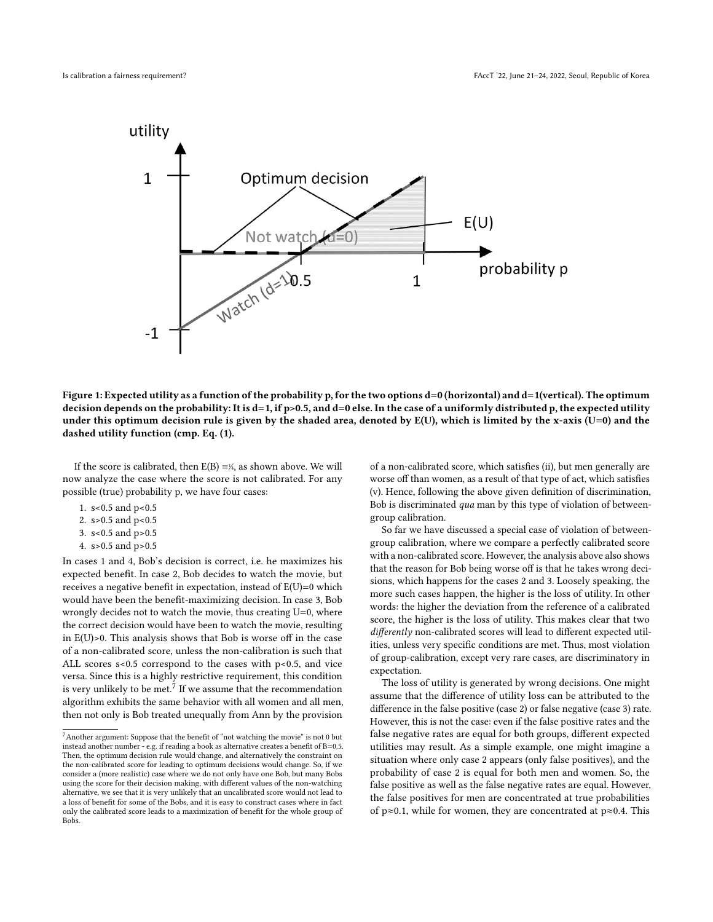Figure 1: Expected utility as a function of the probability p, for the two options d=0 (horizontal) and d=1(vertical). The optimum decision depends on the probability: It is d=1, if p>0.5, and d=0 else. In the case of a uniformly distributed p, the expected utility under this optimum decision rule is given by the shaded area, denoted by E(U), which is limited by the x-axis (U=0) and the dashed utility function (cmp. Eq. (1).

If the score is calibrated, then E(B) =¼, as shown above. We will now analyze the case where the score is not calibrated. For any possible (true) probability p, we have four cases:

1. s<0.5 and p<0.5
2. s>0.5 and p<0.5
3. s<0.5 and p>0.5
4. s>0.5 and p>0.5

In cases 1 and 4, Bob's decision is correct, i.e. he maximizes his expected benefit. In case 2, Bob decides to watch the movie, but receives a negative benefit in expectation, instead of E(U)=0 which would have been the benefit-maximizing decision. In case 3, Bob wrongly decides not to watch the movie, thus creating U=0, where the correct decision would have been to watch the movie, resulting in E(U)>0. This analysis shows that Bob is worse off in the case of a non-calibrated score, unless the non-calibration is such that ALL scores s<0.5 correspond to the cases with p<0.5, and vice versa. Since this is a highly restrictive requirement, this condition is very unlikely to be met.[7] If we assume that the recommendation algorithm exhibits the same behavior with all women and all men, then not only is Bob treated unequally from Ann by the provision of a non-calibrated score, which satisfies (ii), but men generally are worse off than women, as a result of that type of act, which satisfies (v). Hence, following the above given definition of discrimination, Bob is discriminated *qua* man by this type of violation of between-group calibration.

So far we have discussed a special case of violation of between-group calibration, where we compare a perfectly calibrated score with a non-calibrated score. However, the analysis above also shows that the reason for Bob being worse off is that he takes wrong decisions, which happens for the cases 2 and 3. Loosely speaking, the more such cases happen, the higher is the loss of utility. In other words: the higher the deviation from the reference of a calibrated score, the higher is the loss of utility. This makes clear that two *differently* non-calibrated scores will lead to different expected utilities, unless very specific conditions are met. Thus, most violation of group-calibration, except very rare cases, are discriminatory in expectation.

The loss of utility is generated by wrong decisions. One might assume that the difference of utility loss can be attributed to the difference in the false positive (case 2) or false negative (case 3) rate. However, this is not the case: even if the false positive rates and the false negative rates are equal for both groups, different expected utilities may result. As a simple example, one might imagine a situation where only case 2 appears (only false positives), and the probability of case 2 is equal for both men and women. So, the false positive as well as the false negative rates are equal. However, the false positives for men are concentrated at true probabilities of p≈0.1, while for women, they are concentrated at p≈0.4. This

[7] Another argument: Suppose that the benefit of "not watching the movie" is not 0 but instead another number - e.g. if reading a book as alternative creates a benefit of B=0.5. Then, the optimum decision rule would change, and alternatively the constraint on the non-calibrated score for leading to optimum decisions would change. So, if we consider a (more realistic) case where we do not only have one Bob, but many Bobs using the score for their decision making, with different values of the non-watching alternative, we see that it is very unlikely that an uncalibrated score would not lead to a loss of benefit for some of the Bobs, and it is easy to construct cases where in fact only the calibrated score leads to a maximization of benefit for the whole group of Bobs.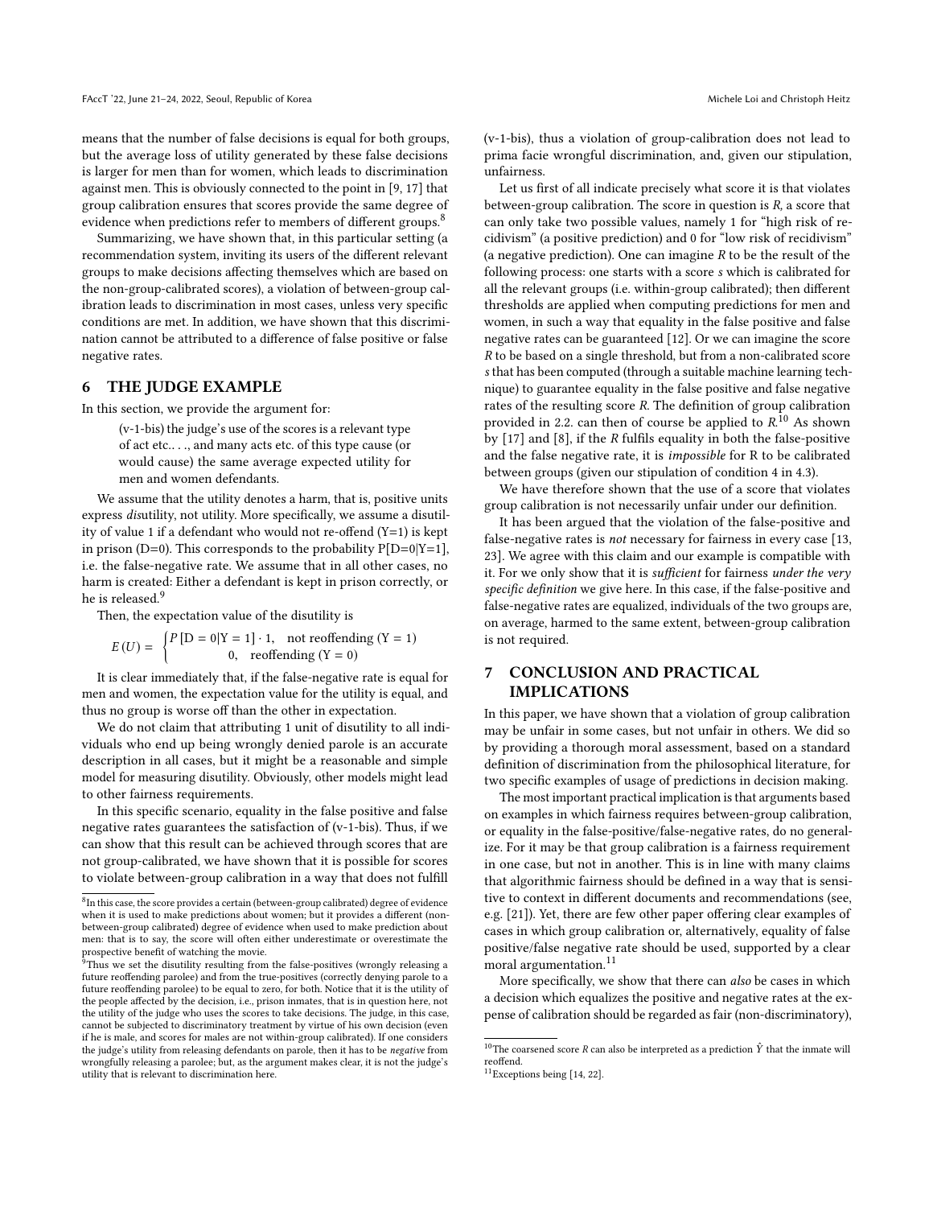means that the number of false decisions is equal for both groups, but the average loss of utility generated by these false decisions is larger for men than for women, which leads to discrimination against men. This is obviously connected to the point in [9, 17] that group calibration ensures that scores provide the same degree of evidence when predictions refer to members of different groups.[8]

Summarizing, we have shown that, in this particular setting (a recommendation system, inviting its users of the different relevant groups to make decisions affecting themselves which are based on the non-group-calibrated scores), a violation of between-group calibration leads to discrimination in most cases, unless very specific conditions are met. In addition, we have shown that this discrimination cannot be attributed to a difference of false positive or false negative rates.

## 6 THE JUDGE EXAMPLE

In this section, we provide the argument for:

> (v-1-bis) the judge's use of the scores is a relevant type of act etc.. . ., and many acts etc. of this type cause (or would cause) the same average expected utility for men and women defendants.

We assume that the utility denotes a harm, that is, positive units express *dis*utility, not utility. More specifically, we assume a disutility of value 1 if a defendant who would not re-offend (Y=1) is kept in prison (D=0). This corresponds to the probability P[D=0|Y=1], i.e. the false-negative rate. We assume that in all other cases, no harm is created: Either a defendant is kept in prison correctly, or he is released.[9]

Then, the expectation value of the disutility is

$$E(U) = \begin{cases} P[\mathrm{D}=0|\mathrm{Y}=1]\cdot 1, & \text{not reoffending } (\mathrm{Y}=1) \\ 0, & \text{reoffending } (\mathrm{Y}=0) \end{cases}$$

It is clear immediately that, if the false-negative rate is equal for men and women, the expectation value for the utility is equal, and thus no group is worse off than the other in expectation.

We do not claim that attributing 1 unit of disutility to all individuals who end up being wrongly denied parole is an accurate description in all cases, but it might be a reasonable and simple model for measuring disutility. Obviously, other models might lead to other fairness requirements.

In this specific scenario, equality in the false positive and false negative rates guarantees the satisfaction of (v-1-bis). Thus, if we can show that this result can be achieved through scores that are not group-calibrated, we have shown that it is possible for scores to violate between-group calibration in a way that does not fulfill (v-1-bis), thus a violation of group-calibration does not lead to prima facie wrongful discrimination, and, given our stipulation, unfairness.

Let us first of all indicate precisely what score it is that violates between-group calibration. The score in question is $R$, a score that can only take two possible values, namely 1 for "high risk of recidivism" (a positive prediction) and 0 for "low risk of recidivism" (a negative prediction). One can imagine $R$ to be the result of the following process: one starts with a score $s$ which is calibrated for all the relevant groups (i.e. within-group calibrated); then different thresholds are applied when computing predictions for men and women, in such a way that equality in the false positive and false negative rates can be guaranteed [12]. Or we can imagine the score $R$ to be based on a single threshold, but from a non-calibrated score $s$ that has been computed (through a suitable machine learning technique) to guarantee equality in the false positive and false negative rates of the resulting score $R$. The definition of group calibration provided in 2.2. can then of course be applied to $R$.[10] As shown by [17] and [8], if the $R$ fulfils equality in both the false-positive and the false negative rate, it is *impossible* for R to be calibrated between groups (given our stipulation of condition 4 in 4.3).

We have therefore shown that the use of a score that violates group calibration is not necessarily unfair under our definition.

It has been argued that the violation of the false-positive and false-negative rates is *not* necessary for fairness in every case [13, 23]. We agree with this claim and our example is compatible with it. For we only show that it is *sufficient* for fairness *under the very specific definition* we give here. In this case, if the false-positive and false-negative rates are equalized, individuals of the two groups are, on average, harmed to the same extent, between-group calibration is not required.

## 7 CONCLUSION AND PRACTICAL IMPLICATIONS

In this paper, we have shown that a violation of group calibration may be unfair in some cases, but not unfair in others. We did so by providing a thorough moral assessment, based on a standard definition of discrimination from the philosophical literature, for two specific examples of usage of predictions in decision making.

The most important practical implication is that arguments based on examples in which fairness requires between-group calibration, or equality in the false-positive/false-negative rates, do no generalize. For it may be that group calibration is a fairness requirement in one case, but not in another. This is in line with many claims that algorithmic fairness should be defined in a way that is sensitive to context in different documents and recommendations (see, e.g. [21]). Yet, there are few other paper offering clear examples of cases in which group calibration or, alternatively, equality of false positive/false negative rate should be used, supported by a clear moral argumentation.[11]

More specifically, we show that there can *also* be cases in which a decision which equalizes the positive and negative rates at the expense of calibration should be regarded as fair (non-discriminatory),

---

[8] In this case, the score provides a certain (between-group calibrated) degree of evidence when it is used to make predictions about women; but it provides a different (non-between-group calibrated) degree of evidence when used to make prediction about men: that is to say, the score will often either underestimate or overestimate the prospective benefit of watching the movie.

[9] Thus we set the disutility resulting from the false-positives (wrongly releasing a future reoffending parolee) and from the true-positives (correctly denying parole to a future reoffending parolee) to be equal to zero, for both. Notice that it is the utility of the people affected by the decision, i.e., prison inmates, that is in question here, not the utility of the judge who uses the scores to take decisions. The judge, in this case, cannot be subjected to discriminatory treatment by virtue of his own decision (even if he is male, and scores for males are not within-group calibrated). If one considers the judge's utility from releasing defendants on parole, then it has to be *negative* from wrongfully releasing a parolee; but, as the argument makes clear, it is not the judge's utility that is relevant to discrimination here.

[10] The coarsened score $R$ can also be interpreted as a prediction $\hat{Y}$ that the inmate will reoffend.

[11] Exceptions being [14, 22].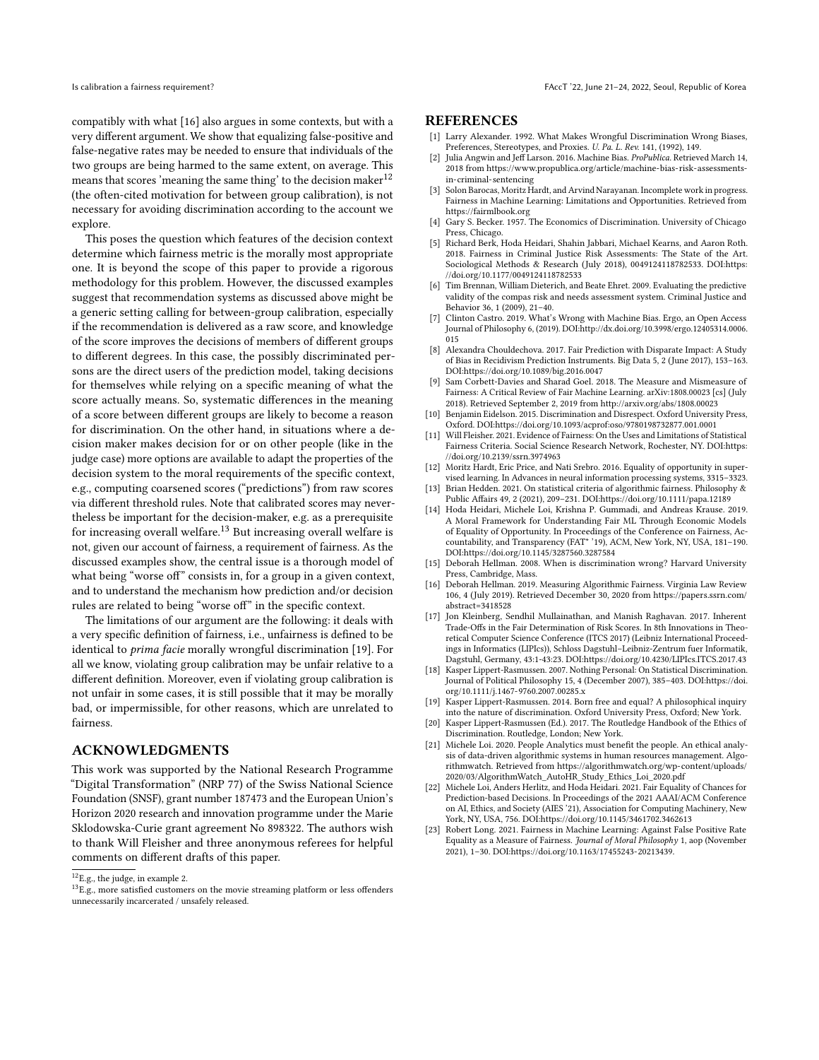compatibly with what [16] also argues in some contexts, but with a very different argument. We show that equalizing false-positive and false-negative rates may be needed to ensure that individuals of the two groups are being harmed to the same extent, on average. This means that scores 'meaning the same thing' to the decision maker[12] (the often-cited motivation for between group calibration), is not necessary for avoiding discrimination according to the account we explore.

This poses the question which features of the decision context determine which fairness metric is the morally most appropriate one. It is beyond the scope of this paper to provide a rigorous methodology for this problem. However, the discussed examples suggest that recommendation systems as discussed above might be a generic setting calling for between-group calibration, especially if the recommendation is delivered as a raw score, and knowledge of the score improves the decisions of members of different groups to different degrees. In this case, the possibly discriminated persons are the direct users of the prediction model, taking decisions for themselves while relying on a specific meaning of what the score actually means. So, systematic differences in the meaning of a score between different groups are likely to become a reason for discrimination. On the other hand, in situations where a decision maker makes decision for or on other people (like in the judge case) more options are available to adapt the properties of the decision system to the moral requirements of the specific context, e.g., computing coarsened scores ("predictions") from raw scores via different threshold rules. Note that calibrated scores may nevertheless be important for the decision-maker, e.g. as a prerequisite for increasing overall welfare.[13] But increasing overall welfare is not, given our account of fairness, a requirement of fairness. As the discussed examples show, the central issue is a thorough model of what being "worse off" consists in, for a group in a given context, and to understand the mechanism how prediction and/or decision rules are related to being "worse off" in the specific context.

The limitations of our argument are the following: it deals with a very specific definition of fairness, i.e., unfairness is defined to be identical to *prima facie* morally wrongful discrimination [19]. For all we know, violating group calibration may be unfair relative to a different definition. Moreover, even if violating group calibration is not unfair in some cases, it is still possible that it may be morally bad, or impermissible, for other reasons, which are unrelated to fairness.

## ACKNOWLEDGMENTS

This work was supported by the National Research Programme "Digital Transformation" (NRP 77) of the Swiss National Science Foundation (SNSF), grant number 187473 and the European Union's Horizon 2020 research and innovation programme under the Marie Sklodowska-Curie grant agreement No 898322. The authors wish to thank Will Fleisher and three anonymous referees for helpful comments on different drafts of this paper.

[12] E.g., the judge, in example 2.

[13] E.g., more satisfied customers on the movie streaming platform or less offenders unnecessarily incarcerated / unsafely released.

## REFERENCES

[1] Larry Alexander. 1992. What Makes Wrongful Discrimination Wrong Biases, Preferences, Stereotypes, and Proxies. *U. Pa. L. Rev.* 141, (1992), 149.

[2] Julia Angwin and Jeff Larson. 2016. Machine Bias. *ProPublica*. Retrieved March 14, 2018 from https://www.propublica.org/article/machine-bias-risk-assessments-in-criminal-sentencing

[3] Solon Barocas, Moritz Hardt, and Arvind Narayanan. Incomplete work in progress. Fairness in Machine Learning: Limitations and Opportunities. Retrieved from https://fairmlbook.org

[4] Gary S. Becker. 1957. The Economics of Discrimination. University of Chicago Press, Chicago.

[5] Richard Berk, Hoda Heidari, Shahin Jabbari, Michael Kearns, and Aaron Roth. 2018. Fairness in Criminal Justice Risk Assessments: The State of the Art. Sociological Methods & Research (July 2018), 0049124118782533. DOI:https://doi.org/10.1177/0049124118782533

[6] Tim Brennan, William Dieterich, and Beate Ehret. 2009. Evaluating the predictive validity of the compas risk and needs assessment system. Criminal Justice and Behavior 36, 1 (2009), 21–40.

[7] Clinton Castro. 2019. What's Wrong with Machine Bias. Ergo, an Open Access Journal of Philosophy 6, (2019). DOI:http://dx.doi.org/10.3998/ergo.12405314.0006.015

[8] Alexandra Chouldechova. 2017. Fair Prediction with Disparate Impact: A Study of Bias in Recidivism Prediction Instruments. Big Data 5, 2 (June 2017), 153–163. DOI:https://doi.org/10.1089/big.2016.0047

[9] Sam Corbett-Davies and Sharad Goel. 2018. The Measure and Mismeasure of Fairness: A Critical Review of Fair Machine Learning. arXiv:1808.00023 [cs] (July 2018). Retrieved September 2, 2019 from http://arxiv.org/abs/1808.00023

[10] Benjamin Eidelson. 2015. Discrimination and Disrespect. Oxford University Press, Oxford. DOI:https://doi.org/10.1093/acprof:oso/9780198732877.001.0001

[11] Will Fleisher. 2021. Evidence of Fairness: On the Uses and Limitations of Statistical Fairness Criteria. Social Science Research Network, Rochester, NY. DOI:https://doi.org/10.2139/ssrn.3974963

[12] Moritz Hardt, Eric Price, and Nati Srebro. 2016. Equality of opportunity in supervised learning. In Advances in neural information processing systems, 3315–3323.

[13] Brian Hedden. 2021. On statistical criteria of algorithmic fairness. Philosophy & Public Affairs 49, 2 (2021), 209–231. DOI:https://doi.org/10.1111/papa.12189

[14] Hoda Heidari, Michele Loi, Krishna P. Gummadi, and Andreas Krause. 2019. A Moral Framework for Understanding Fair ML Through Economic Models of Equality of Opportunity. In Proceedings of the Conference on Fairness, Accountability, and Transparency (FAT* '19), ACM, New York, NY, USA, 181–190. DOI:https://doi.org/10.1145/3287560.3287584

[15] Deborah Hellman. 2008. When is discrimination wrong? Harvard University Press, Cambridge, Mass.

[16] Deborah Hellman. 2019. Measuring Algorithmic Fairness. Virginia Law Review 106, 4 (July 2019). Retrieved December 30, 2020 from https://papers.ssrn.com/abstract=3418528

[17] Jon Kleinberg, Sendhil Mullainathan, and Manish Raghavan. 2017. Inherent Trade-Offs in the Fair Determination of Risk Scores. In 8th Innovations in Theoretical Computer Science Conference (ITCS 2017) (Leibniz International Proceedings in Informatics (LIPIcs)), Schloss Dagstuhl–Leibniz-Zentrum fuer Informatik, Dagstuhl, Germany, 43:1-43:23. DOI:https://doi.org/10.4230/LIPIcs.ITCS.2017.43

[18] Kasper Lippert-Rasmussen. 2007. Nothing Personal: On Statistical Discrimination. Journal of Political Philosophy 15, 4 (December 2007), 385–403. DOI:https://doi.org/10.1111/j.1467-9760.2007.00285.x

[19] Kasper Lippert-Rasmussen. 2014. Born free and equal? A philosophical inquiry into the nature of discrimination. Oxford University Press, Oxford; New York.

[20] Kasper Lippert-Rasmussen (Ed.). 2017. The Routledge Handbook of the Ethics of Discrimination. Routledge, London; New York.

[21] Michele Loi. 2020. People Analytics must benefit the people. An ethical analysis of data-driven algorithmic systems in human resources management. Algorithmwatch. Retrieved from https://algorithmwatch.org/wp-content/uploads/2020/03/AlgorithmWatch_AutoHR_Study_Ethics_Loi_2020.pdf

[22] Michele Loi, Anders Herlitz, and Hoda Heidari. 2021. Fair Equality of Chances for Prediction-based Decisions. In Proceedings of the 2021 AAAI/ACM Conference on AI, Ethics, and Society (AIES '21), Association for Computing Machinery, New York, NY, USA, 756. DOI:https://doi.org/10.1145/3461702.3462613

[23] Robert Long. 2021. Fairness in Machine Learning: Against False Positive Rate Equality as a Measure of Fairness. *Journal of Moral Philosophy* 1, aop (November 2021), 1–30. DOI:https://doi.org/10.1163/17455243-20213439.